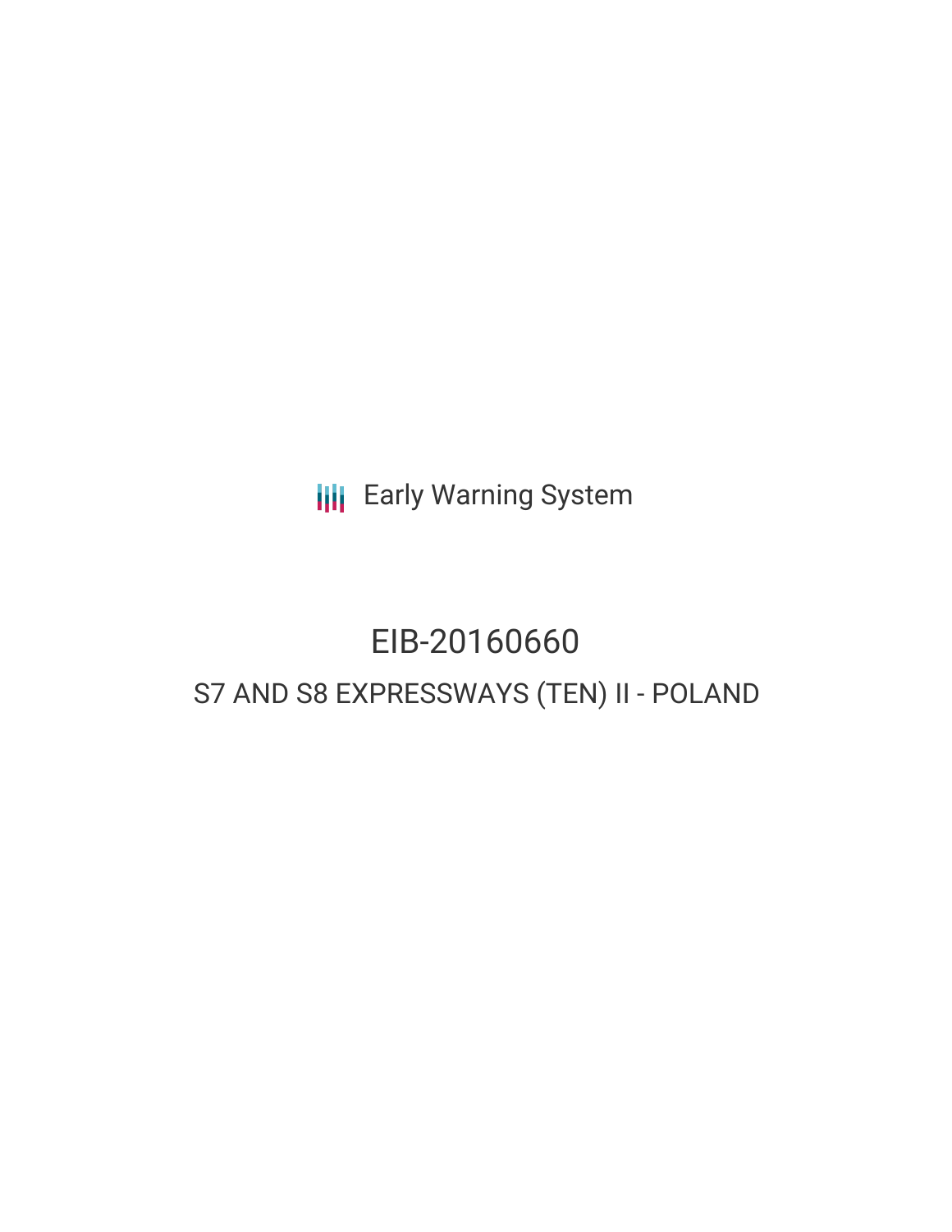Early Warning System

# EIB-20160660

## S7 AND S8 EXPRESSWAYS (TEN) II - POLAND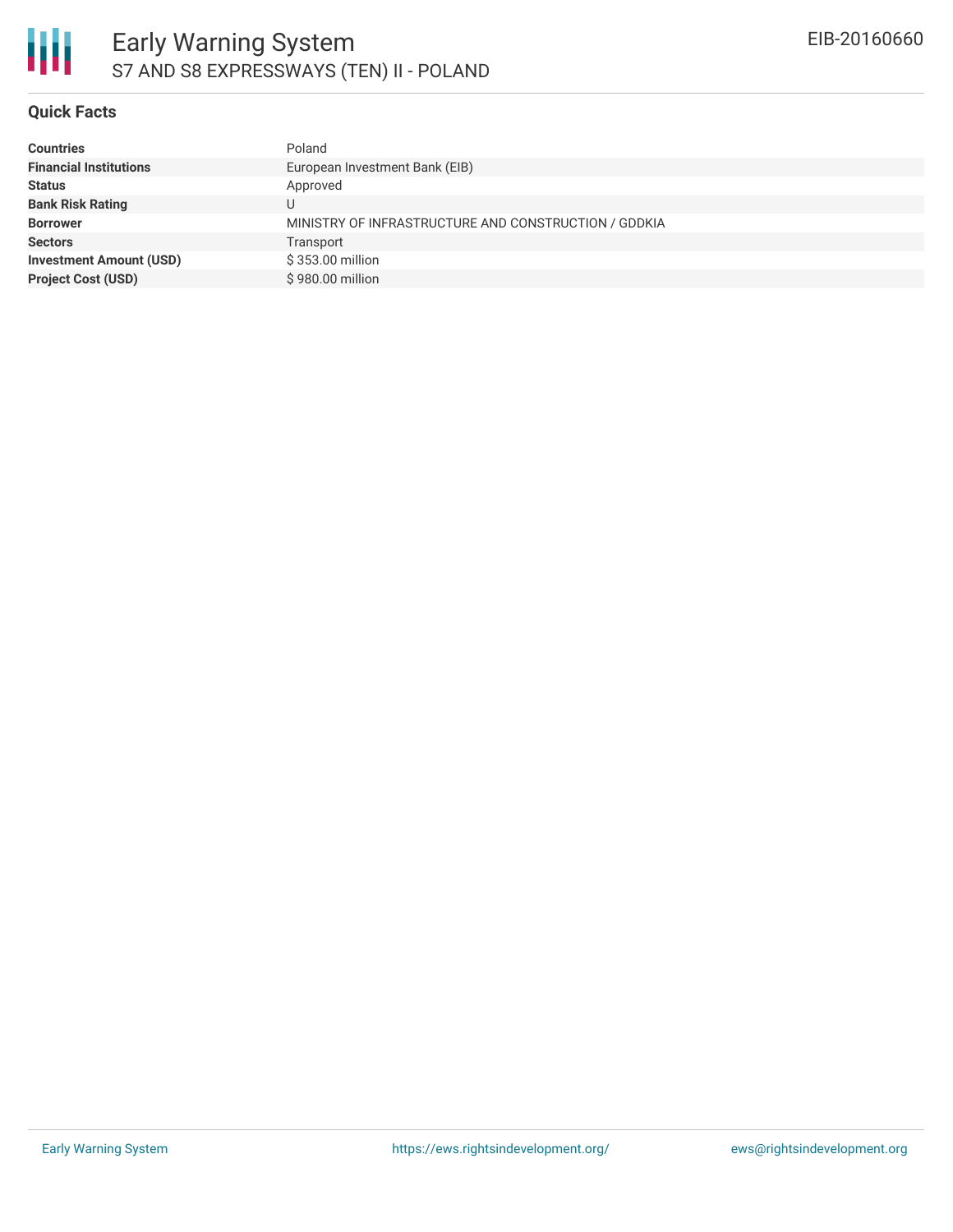## Quick Facts

| | |
|---|---|
| **Countries** | Poland |
| **Financial Institutions** | European Investment Bank (EIB) |
| **Status** | Approved |
| **Bank Risk Rating** | U |
| **Borrower** | MINISTRY OF INFRASTRUCTURE AND CONSTRUCTION / GDDKIA |
| **Sectors** | Transport |
| **Investment Amount (USD)** | $ 353.00 million |
| **Project Cost (USD)** | $ 980.00 million |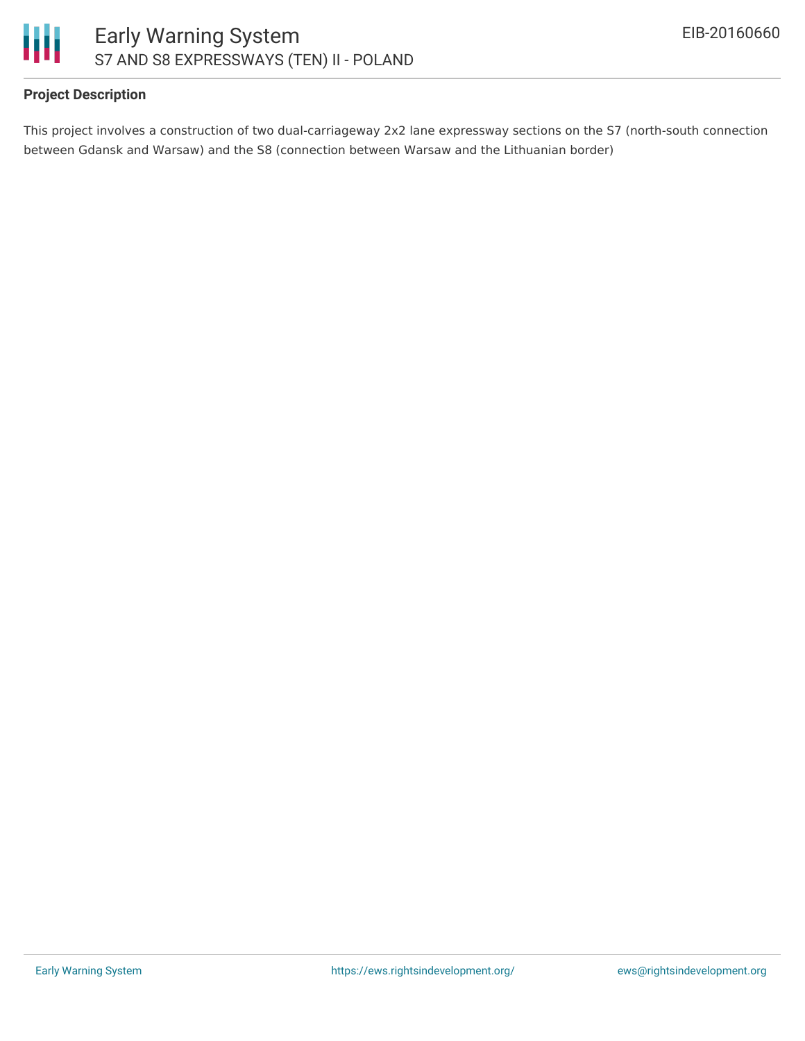**Project Description**

This project involves a construction of two dual-carriageway 2x2 lane expressway sections on the S7 (north-south connection between Gdansk and Warsaw) and the S8 (connection between Warsaw and the Lithuanian border)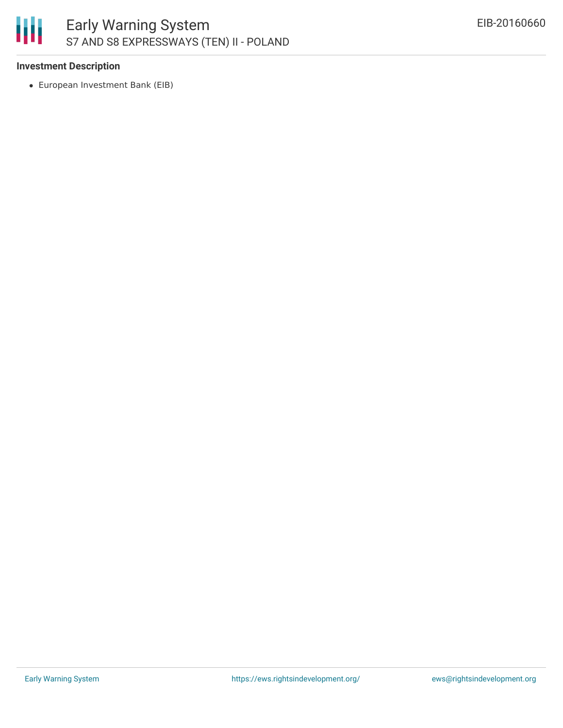### Investment Description

- European Investment Bank (EIB)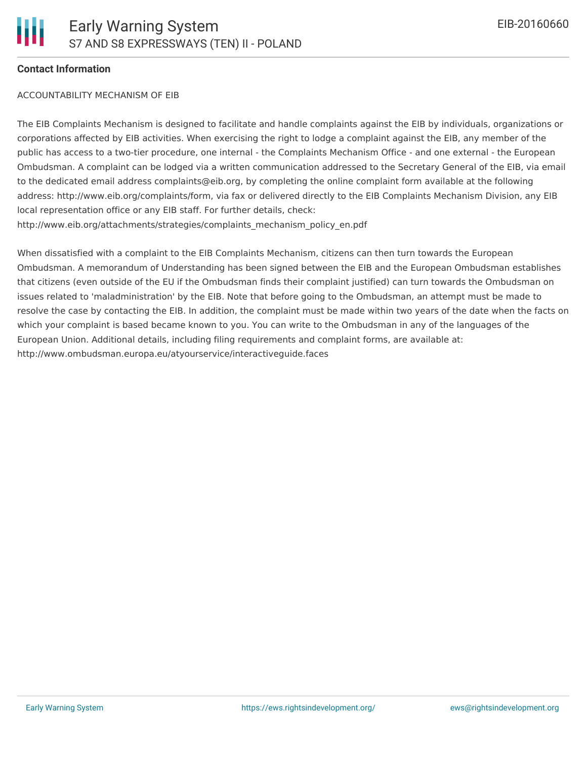**Contact Information**

ACCOUNTABILITY MECHANISM OF EIB

The EIB Complaints Mechanism is designed to facilitate and handle complaints against the EIB by individuals, organizations or corporations affected by EIB activities. When exercising the right to lodge a complaint against the EIB, any member of the public has access to a two-tier procedure, one internal - the Complaints Mechanism Office - and one external - the European Ombudsman. A complaint can be lodged via a written communication addressed to the Secretary General of the EIB, via email to the dedicated email address complaints@eib.org, by completing the online complaint form available at the following address: http://www.eib.org/complaints/form, via fax or delivered directly to the EIB Complaints Mechanism Division, any EIB local representation office or any EIB staff. For further details, check: http://www.eib.org/attachments/strategies/complaints_mechanism_policy_en.pdf

When dissatisfied with a complaint to the EIB Complaints Mechanism, citizens can then turn towards the European Ombudsman. A memorandum of Understanding has been signed between the EIB and the European Ombudsman establishes that citizens (even outside of the EU if the Ombudsman finds their complaint justified) can turn towards the Ombudsman on issues related to 'maladministration' by the EIB. Note that before going to the Ombudsman, an attempt must be made to resolve the case by contacting the EIB. In addition, the complaint must be made within two years of the date when the facts on which your complaint is based became known to you. You can write to the Ombudsman in any of the languages of the European Union. Additional details, including filing requirements and complaint forms, are available at: http://www.ombudsman.europa.eu/atyourservice/interactiveguide.faces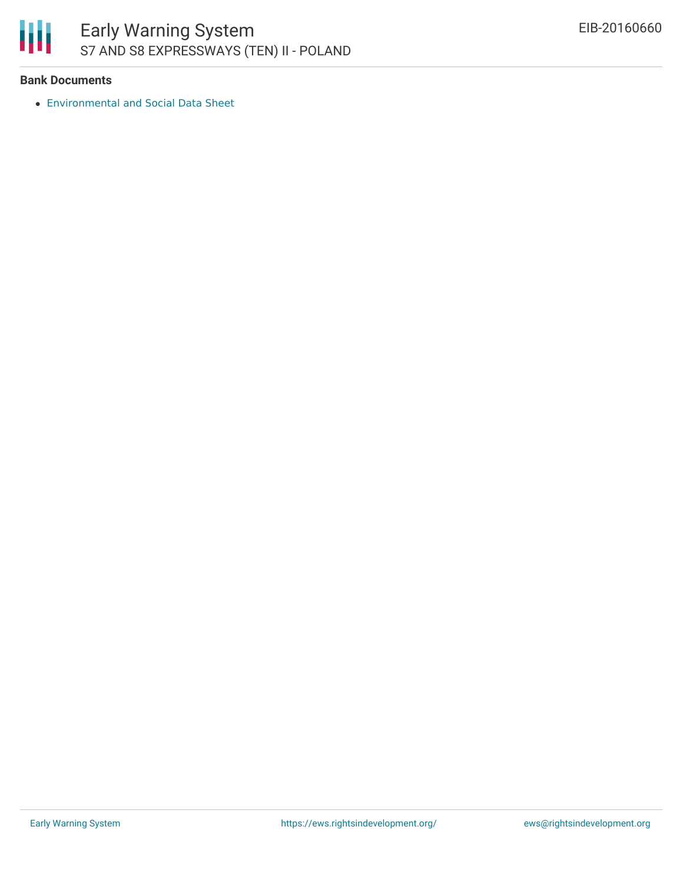**Bank Documents**

- Environmental and Social Data Sheet